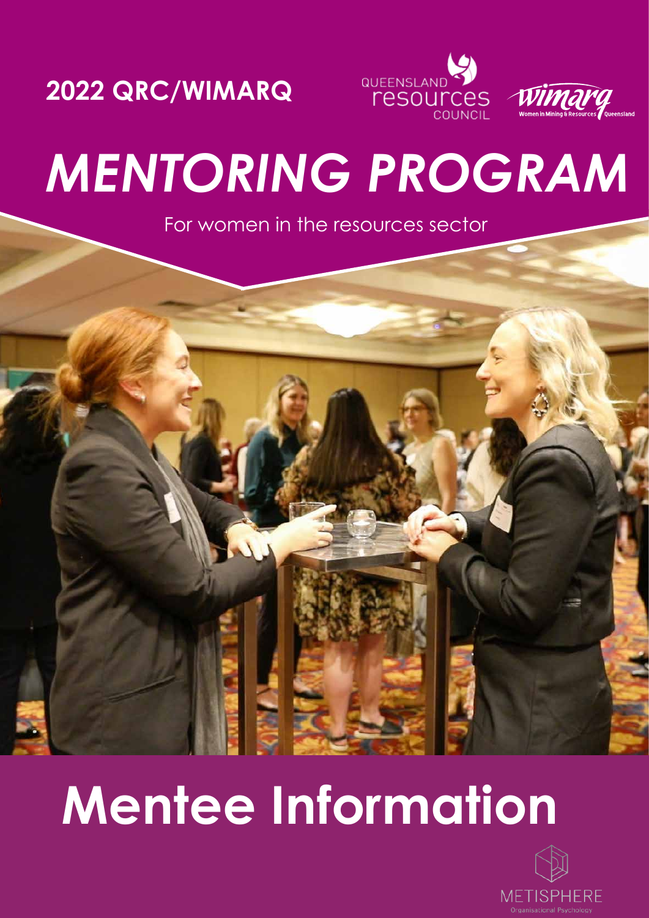**2022 QRC/WIMARQ**

QUEENSLAND resources COUNCIL

wimarq Women in Mining & Resources Queensland

# *MENTORING PROGRAM*

For women in the resources sector

# Mentee Information

METISPHERE
Organisational Psychology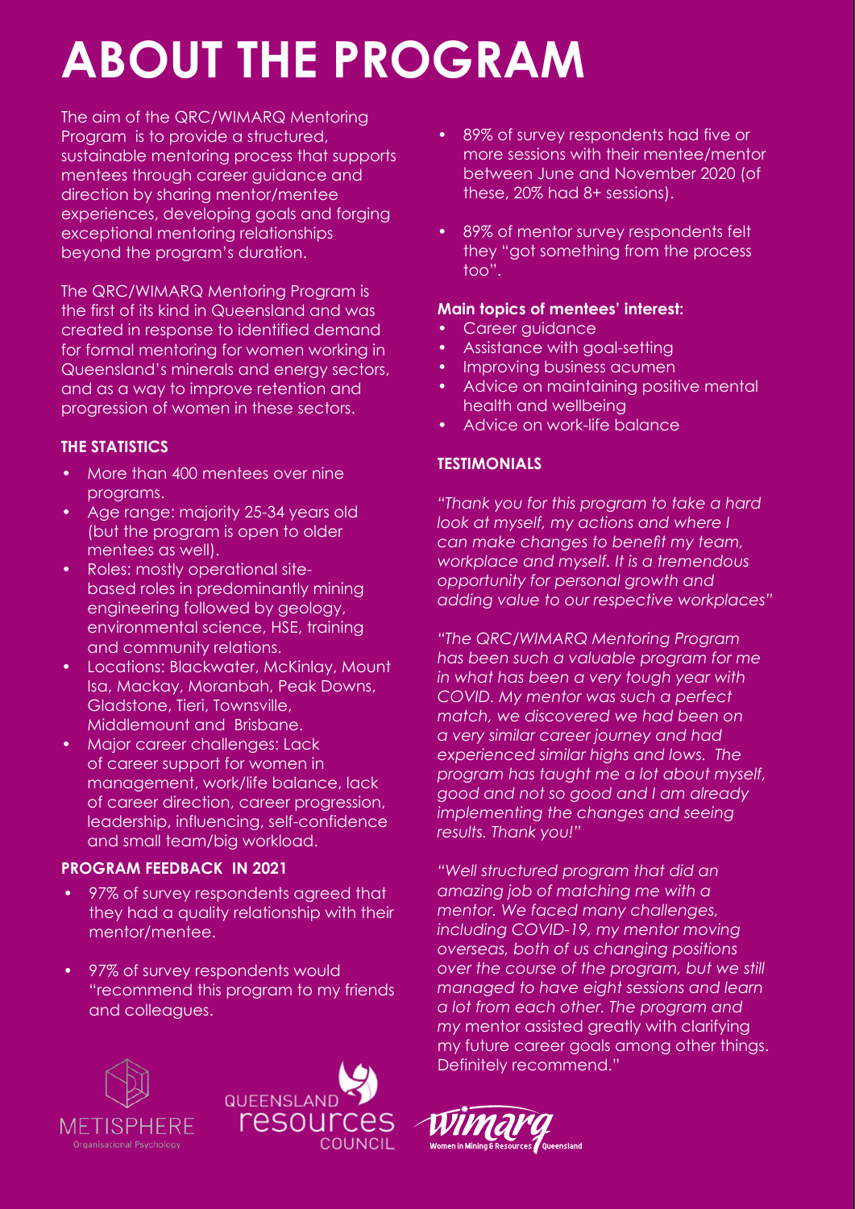# ABOUT THE PROGRAM

The aim of the QRC/WIMARQ Mentoring Program is to provide a structured, sustainable mentoring process that supports mentees through career guidance and direction by sharing mentor/mentee experiences, developing goals and forging exceptional mentoring relationships beyond the program's duration.

The QRC/WIMARQ Mentoring Program is the first of its kind in Queensland and was created in response to identified demand for formal mentoring for women working in Queensland's minerals and energy sectors, and as a way to improve retention and progression of women in these sectors.

**THE STATISTICS**

- More than 400 mentees over nine programs.
- Age range: majority 25-34 years old (but the program is open to older mentees as well).
- Roles: mostly operational site-based roles in predominantly mining engineering followed by geology, environmental science, HSE, training and community relations.
- Locations: Blackwater, McKinlay, Mount Isa, Mackay, Moranbah, Peak Downs, Gladstone, Tieri, Townsville, Middlemount and Brisbane.
- Major career challenges: Lack of career support for women in management, work/life balance, lack of career direction, career progression, leadership, influencing, self-confidence and small team/big workload.

**PROGRAM FEEDBACK IN 2021**

- 97% of survey respondents agreed that they had a quality relationship with their mentor/mentee.
- 97% of survey respondents would "recommend this program to my friends and colleagues.
- 89% of survey respondents had five or more sessions with their mentee/mentor between June and November 2020 (of these, 20% had 8+ sessions).
- 89% of mentor survey respondents felt they "got something from the process too".

**Main topics of mentees' interest:**

- Career guidance
- Assistance with goal-setting
- Improving business acumen
- Advice on maintaining positive mental health and wellbeing
- Advice on work-life balance

**TESTIMONIALS**

*"Thank you for this program to take a hard look at myself, my actions and where I can make changes to benefit my team, workplace and myself. It is a tremendous opportunity for personal growth and adding value to our respective workplaces"*

*"The QRC/WIMARQ Mentoring Program has been such a valuable program for me in what has been a very tough year with COVID. My mentor was such a perfect match, we discovered we had been on a very similar career journey and had experienced similar highs and lows. The program has taught me a lot about myself, good and not so good and I am already implementing the changes and seeing results. Thank you!"*

*"Well structured program that did an amazing job of matching me with a mentor. We faced many challenges, including COVID-19, my mentor moving overseas, both of us changing positions over the course of the program, but we still managed to have eight sessions and learn a lot from each other. The program and my* mentor assisted greatly with clarifying my future career goals among other things. Definitely recommend."

METISPHERE Organisational Psychology

QUEENSLAND resources COUNCIL

wimarq Women in Mining & Resources Queensland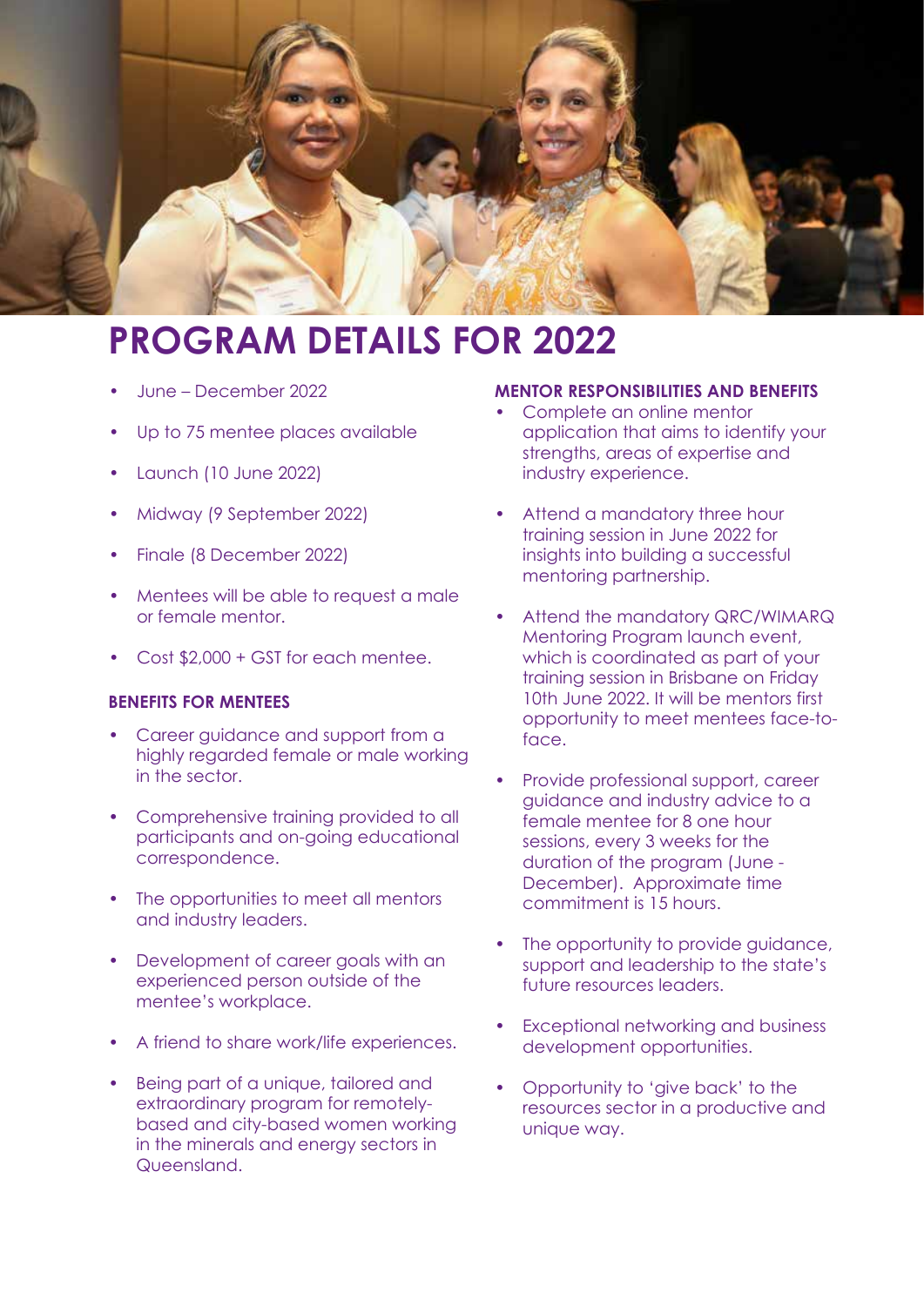# PROGRAM DETAILS FOR 2022

- June – December 2022
- Up to 75 mentee places available
- Launch (10 June 2022)
- Midway (9 September 2022)
- Finale (8 December 2022)
- Mentees will be able to request a male or female mentor.
- Cost $2,000 + GST for each mentee.

### BENEFITS FOR MENTEES

- Career guidance and support from a highly regarded female or male working in the sector.
- Comprehensive training provided to all participants and on-going educational correspondence.
- The opportunities to meet all mentors and industry leaders.
- Development of career goals with an experienced person outside of the mentee's workplace.
- A friend to share work/life experiences.
- Being part of a unique, tailored and extraordinary program for remotely-based and city-based women working in the minerals and energy sectors in Queensland.

### MENTOR RESPONSIBILITIES AND BENEFITS

- Complete an online mentor application that aims to identify your strengths, areas of expertise and industry experience.
- Attend a mandatory three hour training session in June 2022 for insights into building a successful mentoring partnership.
- Attend the mandatory QRC/WIMARQ Mentoring Program launch event, which is coordinated as part of your training session in Brisbane on Friday 10th June 2022. It will be mentors first opportunity to meet mentees face-to-face.
- Provide professional support, career guidance and industry advice to a female mentee for 8 one hour sessions, every 3 weeks for the duration of the program (June - December). Approximate time commitment is 15 hours.
- The opportunity to provide guidance, support and leadership to the state's future resources leaders.
- Exceptional networking and business development opportunities.
- Opportunity to 'give back' to the resources sector in a productive and unique way.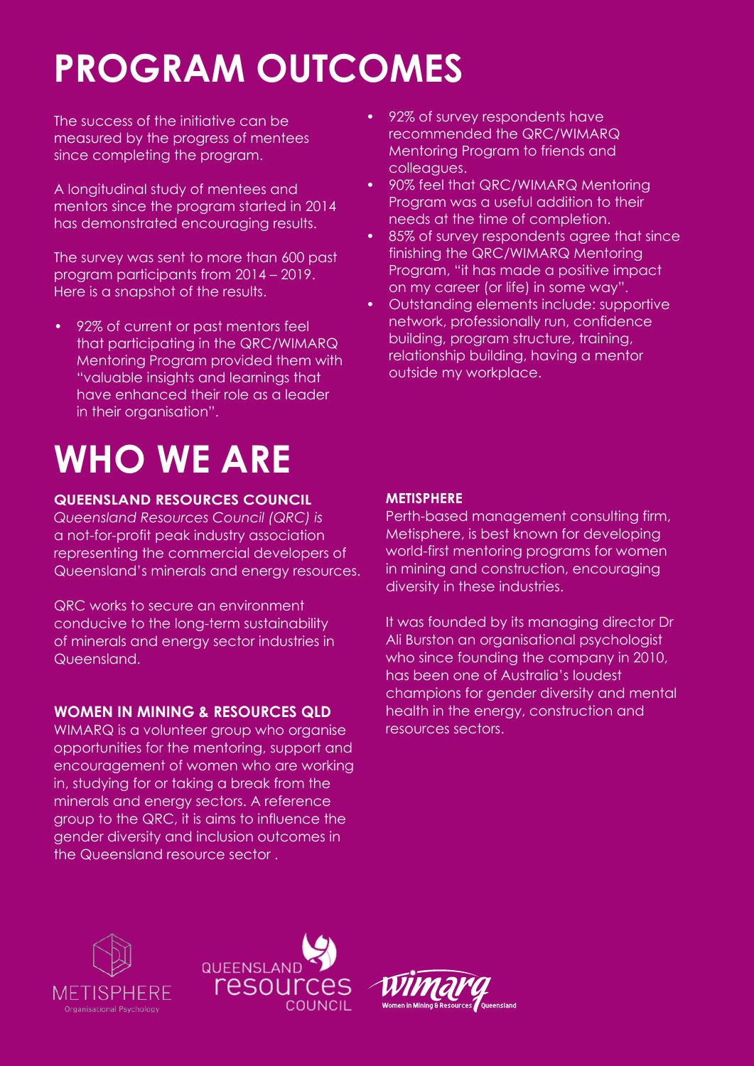# PROGRAM OUTCOMES

The success of the initiative can be measured by the progress of mentees since completing the program.

A longitudinal study of mentees and mentors since the program started in 2014 has demonstrated encouraging results.

The survey was sent to more than 600 past program participants from 2014 – 2019. Here is a snapshot of the results.

- 92% of current or past mentors feel that participating in the QRC/WIMARQ Mentoring Program provided them with "valuable insights and learnings that have enhanced their role as a leader in their organisation".
- 92% of survey respondents have recommended the QRC/WIMARQ Mentoring Program to friends and colleagues.
- 90% feel that QRC/WIMARQ Mentoring Program was a useful addition to their needs at the time of completion.
- 85% of survey respondents agree that since finishing the QRC/WIMARQ Mentoring Program, "it has made a positive impact on my career (or life) in some way".
- Outstanding elements include: supportive network, professionally run, confidence building, program structure, training, relationship building, having a mentor outside my workplace.

# WHO WE ARE

### QUEENSLAND RESOURCES COUNCIL

*Queensland Resources Council (QRC) is* a not-for-profit peak industry association representing the commercial developers of Queensland's minerals and energy resources.

QRC works to secure an environment conducive to the long-term sustainability of minerals and energy sector industries in Queensland.

### WOMEN IN MINING & RESOURCES QLD

WIMARQ is a volunteer group who organise opportunities for the mentoring, support and encouragement of women who are working in, studying for or taking a break from the minerals and energy sectors. A reference group to the QRC, it is aims to influence the gender diversity and inclusion outcomes in the Queensland resource sector .

### METISPHERE

Perth-based management consulting firm, Metisphere, is best known for developing world-first mentoring programs for women in mining and construction, encouraging diversity in these industries.

It was founded by its managing director Dr Ali Burston an organisational psychologist who since founding the company in 2010, has been one of Australia's loudest champions for gender diversity and mental health in the energy, construction and resources sectors.

METISPHERE
Organisational Psychology

QUEENSLAND resources COUNCIL

wimarq
Women in Mining & Resources Queensland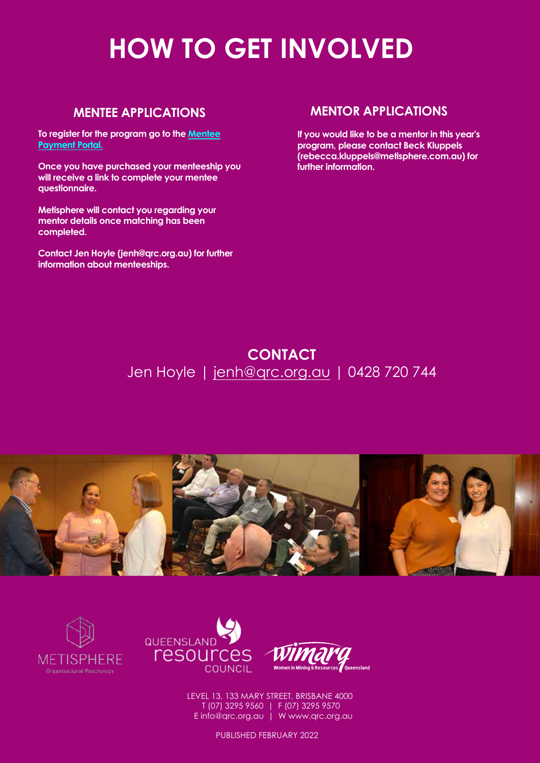# HOW TO GET INVOLVED

## MENTEE APPLICATIONS

**To register for the program go to the Mentee Payment Portal.**

**Once you have purchased your menteeship you will receive a link to complete your mentee questionnaire.**

**Metisphere will contact you regarding your mentor details once matching has been completed.**

**Contact Jen Hoyle (jenh@qrc.org.au) for further information about menteeships.**

## MENTOR APPLICATIONS

**If you would like to be a mentor in this year's program, please contact Beck Kluppels (rebecca.kluppels@metisphere.com.au) for further information.**

## CONTACT

Jen Hoyle | jenh@qrc.org.au | 0428 720 744

METISPHERE Organisational Psychology

QUEENSLAND resources COUNCIL

wimarq Women in Mining & Resources Queensland

LEVEL 13, 133 MARY STREET, BRISBANE 4000
T (07) 3295 9560 | F (07) 3295 9570
E info@qrc.org.au | W www.qrc.org.au

PUBLISHED FEBRUARY 2022